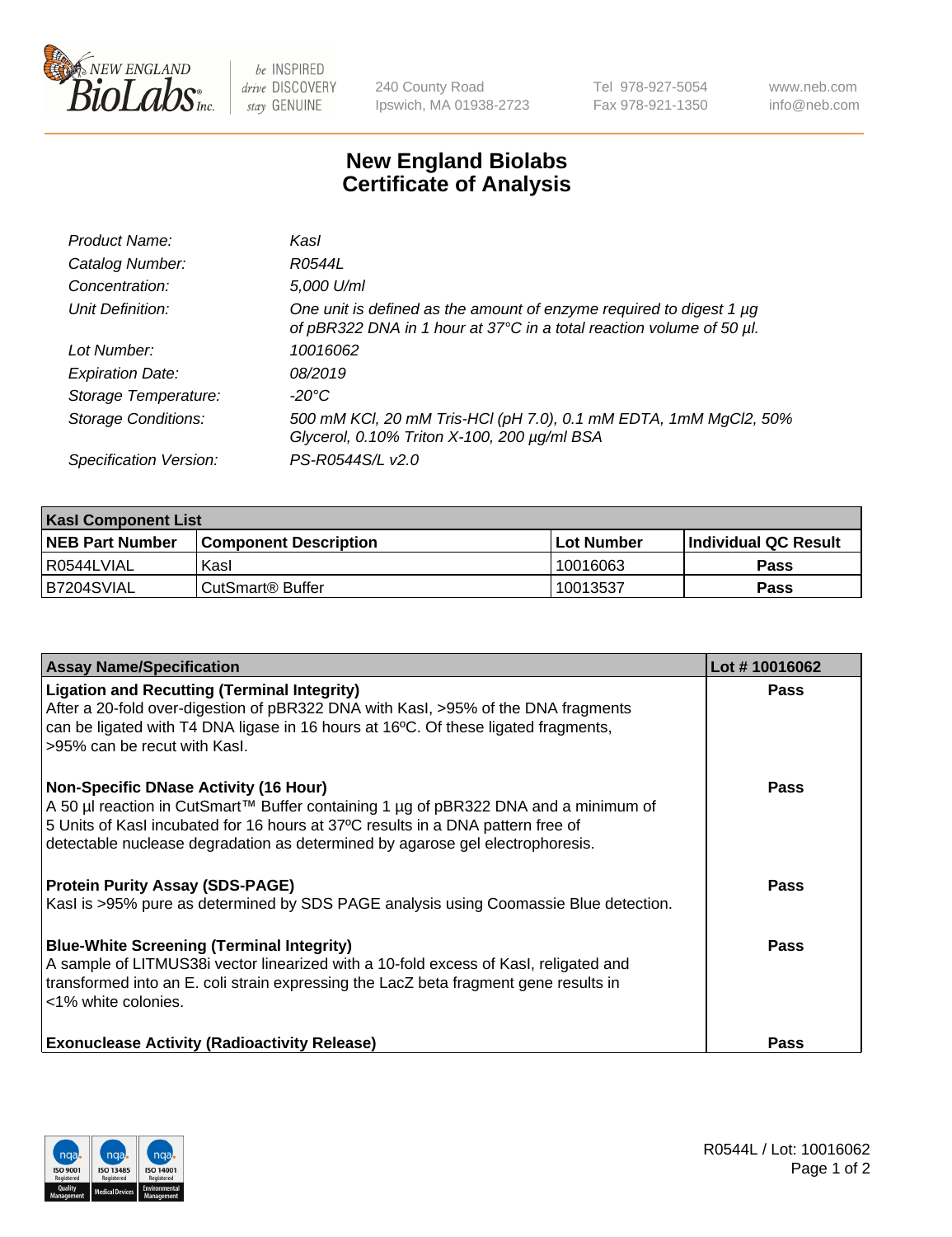# New England Biolabs Certificate of Analysis

| | |
|---|---|
| *Product Name:* | *KasI* |
| *Catalog Number:* | *R0544L* |
| *Concentration:* | *5,000 U/ml* |
| *Unit Definition:* | *One unit is defined as the amount of enzyme required to digest 1 µg of pBR322 DNA in 1 hour at 37°C in a total reaction volume of 50 µl.* |
| *Lot Number:* | *10016062* |
| *Expiration Date:* | *08/2019* |
| *Storage Temperature:* | *-20°C* |
| *Storage Conditions:* | *500 mM KCl, 20 mM Tris-HCl (pH 7.0), 0.1 mM EDTA, 1mM MgCl2, 50% Glycerol, 0.10% Triton X-100, 200 µg/ml BSA* |
| *Specification Version:* | *PS-R0544S/L v2.0* |

| KasI Component List | | | |
|---|---|---|---|
| **NEB Part Number** | **Component Description** | **Lot Number** | **Individual QC Result** |
| R0544LVIAL | KasI | 10016063 | **Pass** |
| B7204SVIAL | CutSmart® Buffer | 10013537 | **Pass** |

| Assay Name/Specification | Lot # 10016062 |
|---|---|
| **Ligation and Recutting (Terminal Integrity)**<br>After a 20-fold over-digestion of pBR322 DNA with KasI, >95% of the DNA fragments can be ligated with T4 DNA ligase in 16 hours at 16ºC. Of these ligated fragments, >95% can be recut with KasI. | **Pass** |
| **Non-Specific DNase Activity (16 Hour)**<br>A 50 µl reaction in CutSmart™ Buffer containing 1 µg of pBR322 DNA and a minimum of 5 Units of KasI incubated for 16 hours at 37ºC results in a DNA pattern free of detectable nuclease degradation as determined by agarose gel electrophoresis. | **Pass** |
| **Protein Purity Assay (SDS-PAGE)**<br>KasI is >95% pure as determined by SDS PAGE analysis using Coomassie Blue detection. | **Pass** |
| **Blue-White Screening (Terminal Integrity)**<br>A sample of LITMUS38i vector linearized with a 10-fold excess of KasI, religated and transformed into an E. coli strain expressing the LacZ beta fragment gene results in <1% white colonies. | **Pass** |
| **Exonuclease Activity (Radioactivity Release)** | **Pass** |

R0544L / Lot: 10016062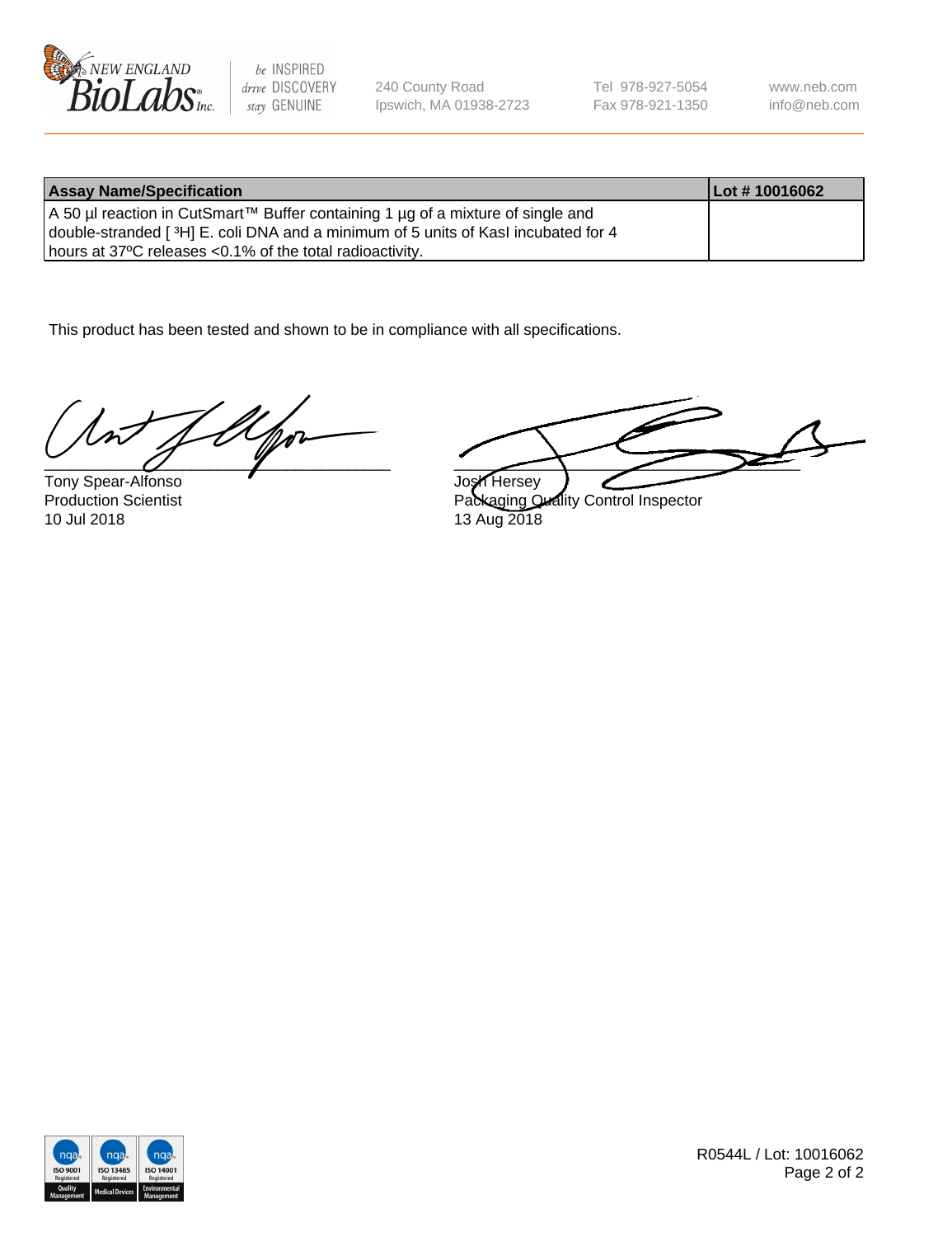| Assay Name/Specification | Lot # 10016062 |
| --- | --- |
| A 50 µl reaction in CutSmart™ Buffer containing 1 µg of a mixture of single and double-stranded [ $^3$H] E. coli DNA and a minimum of 5 units of KasI incubated for 4 hours at 37ºC releases <0.1% of the total radioactivity. | |

This product has been tested and shown to be in compliance with all specifications.

Tony Spear-Alfonso
Production Scientist
10 Jul 2018

Josh Hersey
Packaging Quality Control Inspector
13 Aug 2018

R0544L / Lot: 10016062